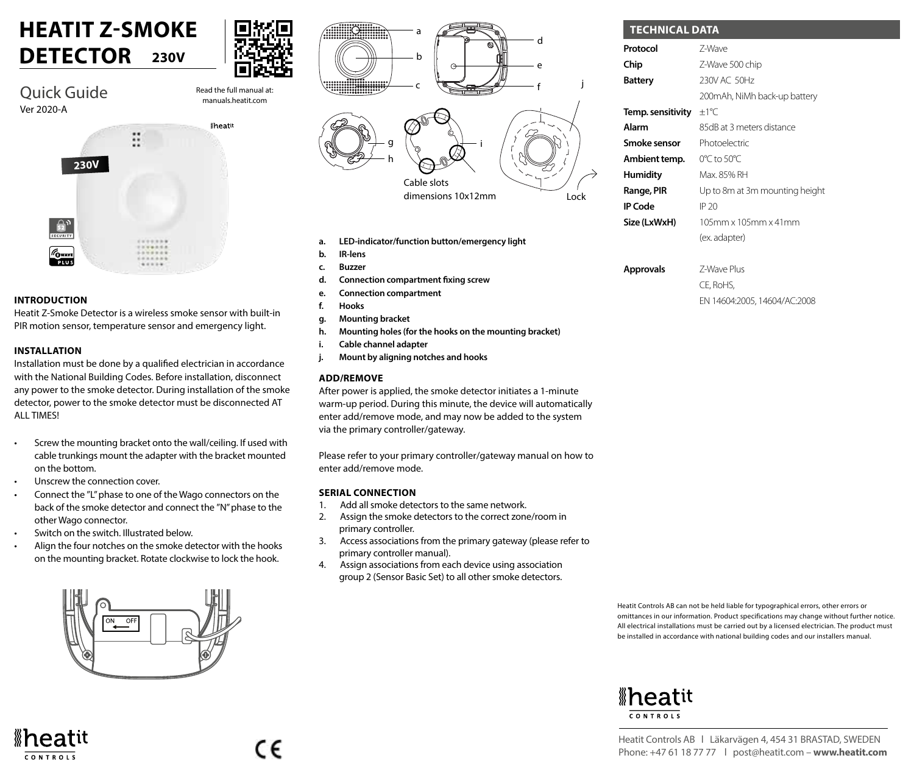# HEATIT Z-SMOKE DETECTOR 230V

Quick Guide
Ver 2020-A

Read the full manual at: manuals.heatit.com

## INTRODUCTION

Heatit Z-Smoke Detector is a wireless smoke sensor with built-in PIR motion sensor, temperature sensor and emergency light.

## INSTALLATION

Installation must be done by a qualified electrician in accordance with the National Building Codes. Before installation, disconnect any power to the smoke detector. During installation of the smoke detector, power to the smoke detector must be disconnected AT ALL TIMES!

- Screw the mounting bracket onto the wall/ceiling. If used with cable trunkings mount the adapter with the bracket mounted on the bottom.
- Unscrew the connection cover.
- Connect the "L" phase to one of the Wago connectors on the back of the smoke detector and connect the "N" phase to the other Wago connector.
- Switch on the switch. Illustrated below.
- Align the four notches on the smoke detector with the hooks on the mounting bracket. Rotate clockwise to lock the hook.

Cable slots dimensions 10x12mm

Lock

- **a. LED-indicator/function button/emergency light**
- **b. IR-lens**
- **c. Buzzer**
- **d. Connection compartment fixing screw**
- **e. Connection compartment**
- **f. Hooks**
- **g. Mounting bracket**
- **h. Mounting holes (for the hooks on the mounting bracket)**
- **i. Cable channel adapter**
- **j. Mount by aligning notches and hooks**

## ADD/REMOVE

After power is applied, the smoke detector initiates a 1-minute warm-up period. During this minute, the device will automatically enter add/remove mode, and may now be added to the system via the primary controller/gateway.

Please refer to your primary controller/gateway manual on how to enter add/remove mode.

## SERIAL CONNECTION

1. Add all smoke detectors to the same network.
2. Assign the smoke detectors to the correct zone/room in primary controller.
3. Access associations from the primary gateway (please refer to primary controller manual).
4. Assign associations from each device using association group 2 (Sensor Basic Set) to all other smoke detectors.

## TECHNICAL DATA

| | |
|---|---|
| **Protocol** | Z-Wave |
| **Chip** | Z-Wave 500 chip |
| **Battery** | 230V AC 50Hz |
| | 200mAh, NiMh back-up battery |
| **Temp. sensitivity** | ±1°C |
| **Alarm** | 85dB at 3 meters distance |
| **Smoke sensor** | Photoelectric |
| **Ambient temp.** | 0°C to 50°C |
| **Humidity** | Max. 85% RH |
| **Range, PIR** | Up to 8m at 3m mounting height |
| **IP Code** | IP 20 |
| **Size (LxWxH)** | 105mm x 105mm x 41mm (ex. adapter) |
| **Approvals** | Z-Wave Plus |
| | CE, RoHS, |
| | EN 14604:2005, 14604/AC:2008 |

Heatit Controls AB can not be held liable for typographical errors, other errors or omittances in our information. Product specifications may change without further notice. All electrical installations must be carried out by a licensed electrician. The product must be installed in accordance with national building codes and our installers manual.

Heatit Controls AB | Läkarvägen 4, 454 31 BRASTAD, SWEDEN
Phone: +47 61 18 77 77 | post@heatit.com – **www.heatit.com**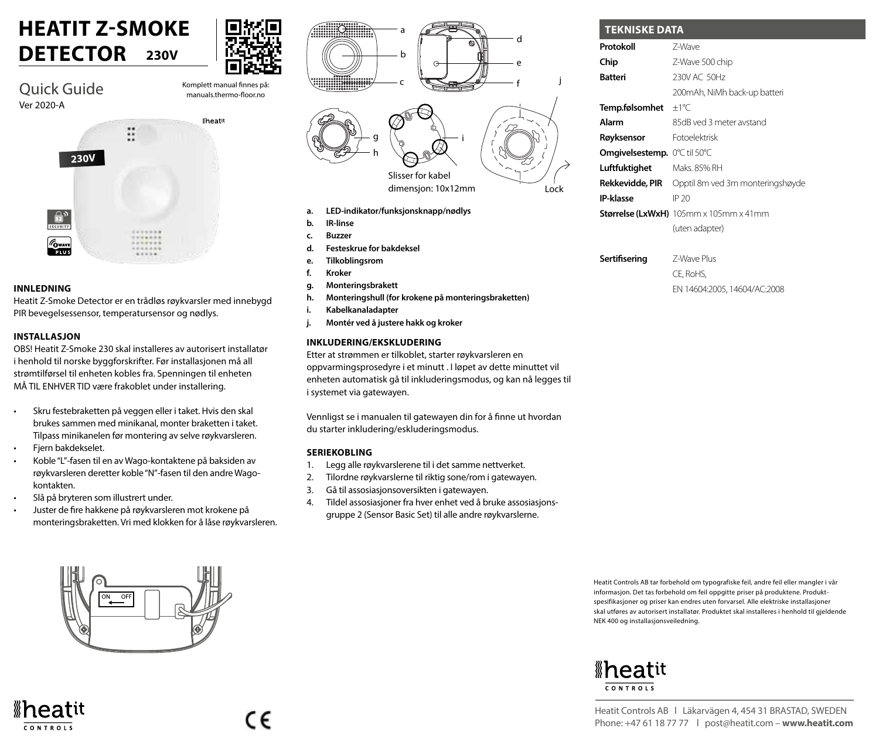# HEATIT Z-SMOKE DETECTOR 230V

## Quick Guide

Ver 2020-A

Komplett manual finnes på: manuals.thermo-floor.no

a b c d e f j g h i

Slisser for kabel dimensjon: 10x12mm

Lock

ON OFF

### INNLEDNING

Heatit Z-Smoke Detector er en trådløs røykvarsler med innebygd PIR bevegelsessensor, temperatursensor og nødlys.

### INSTALLASJON

OBS! Heatit Z-Smoke 230 skal installeres av autorisert installatør i henhold til norske byggforskrifter. Før installasjonen må all strømtilførsel til enheten kobles fra. Spenningen til enheten MÅ TIL ENHVER TID være frakoblet under installering.

- Skru festebraketten på veggen eller i taket. Hvis den skal brukes sammen med minikanal, monter braketten i taket. Tilpass minikanelen før montering av selve røykvarsleren.
- Fjern bakdekselet.
- Koble "L"-fasen til en av Wago-kontaktene på baksiden av røykvarsleren deretter koble "N"-fasen til den andre Wago-kontakten.
- Slå på bryteren som illustrert under.
- Juster de fire hakkene på røykvarsleren mot krokene på monteringsbraketten. Vri med klokken for å låse røykvarsleren.

**a. LED-indikator/funksjonsknapp/nødlys**
**b. IR-linse**
**c. Buzzer**
**d. Festeskrue for bakdeksel**
**e. Tilkoblingsrom**
**f. Kroker**
**g. Monteringsbrakett**
**h. Monteringshull (for krokene på monteringsbraketten)**
**i. Kabelkanaladapter**
**j. Montér ved å justere hakk og kroker**

### INKLUDERING/EKSKLUDERING

Etter at strømmen er tilkoblet, starter røykvarsleren en oppvarmingsprosedyre i et minutt . I løpet av dette minuttet vil enheten automatisk gå til inkluderingsmodus, og kan nå legges til i systemet via gatewayen.

Vennligst se i manualen til gatewayen din for å finne ut hvordan du starter inkludering/eskluderingsmodus.

### SERIEKOBLING

1. Legg alle røykvarslerene til i det samme nettverket.
2. Tilordne røykvarslerne til riktig sone/rom i gatewayen.
3. Gå til assosiasjonsoversikten i gatewayen.
4. Tildel assosiasjoner fra hver enhet ved å bruke assosiasjons-gruppe 2 (Sensor Basic Set) til alle andre røykvarslerne.

### TEKNISKE DATA

| | |
|---|---|
| **Protokoll** | Z-Wave |
| **Chip** | Z-Wave 500 chip |
| **Batteri** | 230V AC 50Hz<br>200mAh, NiMh back-up batteri |
| **Temp.følsomhet** | ±1°C |
| **Alarm** | 85dB ved 3 meter avstand |
| **Røyksensor** | Fotoelektrisk |
| **Omgivelsestemp.** | 0°C til 50°C |
| **Luftfuktighet** | Maks. 85% RH |
| **Rekkevidde, PIR** | Opptil 8m ved 3m monteringshøyde |
| **IP-klasse** | IP 20 |
| **Størrelse (LxWxH)** | 105mm x 105mm x 41mm<br>(uten adapter) |
| **Sertifisering** | Z-Wave Plus<br>CE, RoHS,<br>EN 14604:2005, 14604/AC:2008 |

Heatit Controls AB tar forbehold om typografiske feil, andre feil eller mangler i vår informasjon. Det tas forbehold om feil oppgitte priser på produktene. Produkt-spesifikasjoner og priser kan endres uten forvarsel. Alle elektriske installasjoner skal utføres av autorisert installatør. Produktet skal installeres i henhold til gjeldende NEK 400 og installasjonsveiledning.

Heatit Controls AB | Läkarvägen 4, 454 31 BRASTAD, SWEDEN
Phone: +47 61 18 77 77 | post@heatit.com – **www.heatit.com**